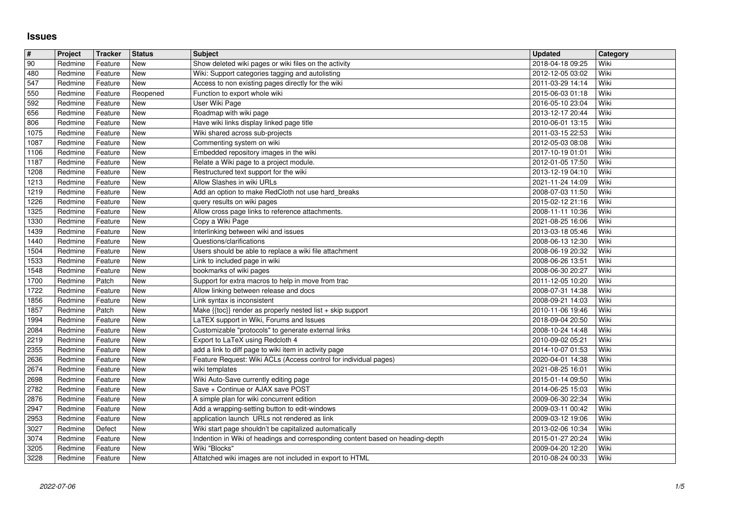# Issues

| # | Project | Tracker | Status | Subject | Updated | Category |
|---|---|---|---|---|---|---|
| 90 | Redmine | Feature | New | Show deleted wiki pages or wiki files on the activity | 2018-04-18 09:25 | Wiki |
| 480 | Redmine | Feature | New | Wiki: Support categories tagging and autolisting | 2012-12-05 03:02 | Wiki |
| 547 | Redmine | Feature | New | Access to non existing pages directly for the wiki | 2011-03-29 14:14 | Wiki |
| 550 | Redmine | Feature | Reopened | Function to export whole wiki | 2015-06-03 01:18 | Wiki |
| 592 | Redmine | Feature | New | User Wiki Page | 2016-05-10 23:04 | Wiki |
| 656 | Redmine | Feature | New | Roadmap with wiki page | 2013-12-17 20:44 | Wiki |
| 806 | Redmine | Feature | New | Have wiki links display linked page title | 2010-06-01 13:15 | Wiki |
| 1075 | Redmine | Feature | New | Wiki shared across sub-projects | 2011-03-15 22:53 | Wiki |
| 1087 | Redmine | Feature | New | Commenting system on wiki | 2012-05-03 08:08 | Wiki |
| 1106 | Redmine | Feature | New | Embedded repository images in the wiki | 2017-10-19 01:01 | Wiki |
| 1187 | Redmine | Feature | New | Relate a Wiki page to a project module. | 2012-01-05 17:50 | Wiki |
| 1208 | Redmine | Feature | New | Restructured text support for the wiki | 2013-12-19 04:10 | Wiki |
| 1213 | Redmine | Feature | New | Allow Slashes in wiki URLs | 2021-11-24 14:09 | Wiki |
| 1219 | Redmine | Feature | New | Add an option to make RedCloth not use hard_breaks | 2008-07-03 11:50 | Wiki |
| 1226 | Redmine | Feature | New | query results on wiki pages | 2015-02-12 21:16 | Wiki |
| 1325 | Redmine | Feature | New | Allow cross page links to reference attachments. | 2008-11-11 10:36 | Wiki |
| 1330 | Redmine | Feature | New | Copy a Wiki Page | 2021-08-25 16:06 | Wiki |
| 1439 | Redmine | Feature | New | Interlinking between wiki and issues | 2013-03-18 05:46 | Wiki |
| 1440 | Redmine | Feature | New | Questions/clarifications | 2008-06-13 12:30 | Wiki |
| 1504 | Redmine | Feature | New | Users should be able to replace a wiki file attachment | 2008-06-19 20:32 | Wiki |
| 1533 | Redmine | Feature | New | Link to included page in wiki | 2008-06-26 13:51 | Wiki |
| 1548 | Redmine | Feature | New | bookmarks of wiki pages | 2008-06-30 20:27 | Wiki |
| 1700 | Redmine | Patch | New | Support for extra macros to help in move from trac | 2011-12-05 10:20 | Wiki |
| 1722 | Redmine | Feature | New | Allow linking between release and docs | 2008-07-31 14:38 | Wiki |
| 1856 | Redmine | Feature | New | Link syntax is inconsistent | 2008-09-21 14:03 | Wiki |
| 1857 | Redmine | Patch | New | Make {{toc}} render as properly nested list + skip support | 2010-11-06 19:46 | Wiki |
| 1994 | Redmine | Feature | New | LaTEX support in Wiki, Forums and Issues | 2018-09-04 20:50 | Wiki |
| 2084 | Redmine | Feature | New | Customizable "protocols" to generate external links | 2008-10-24 14:48 | Wiki |
| 2219 | Redmine | Feature | New | Export to LaTeX using Redcloth 4 | 2010-09-02 05:21 | Wiki |
| 2355 | Redmine | Feature | New | add a link to diff page to wiki item in activity page | 2014-10-07 01:53 | Wiki |
| 2636 | Redmine | Feature | New | Feature Request: Wiki ACLs (Access control for individual pages) | 2020-04-01 14:38 | Wiki |
| 2674 | Redmine | Feature | New | wiki templates | 2021-08-25 16:01 | Wiki |
| 2698 | Redmine | Feature | New | Wiki Auto-Save currently editing page | 2015-01-14 09:50 | Wiki |
| 2782 | Redmine | Feature | New | Save + Continue or AJAX save POST | 2014-06-25 15:03 | Wiki |
| 2876 | Redmine | Feature | New | A simple plan for wiki concurrent edition | 2009-06-30 22:34 | Wiki |
| 2947 | Redmine | Feature | New | Add a wrapping-setting button to edit-windows | 2009-03-11 00:42 | Wiki |
| 2953 | Redmine | Feature | New | application launch URLs not rendered as link | 2009-03-12 19:06 | Wiki |
| 3027 | Redmine | Defect | New | Wiki start page shouldn't be capitalized automatically | 2013-02-06 10:34 | Wiki |
| 3074 | Redmine | Feature | New | Indention in Wiki of headings and corresponding content based on heading-depth | 2015-01-27 20:24 | Wiki |
| 3205 | Redmine | Feature | New | Wiki "Blocks" | 2009-04-20 12:20 | Wiki |
| 3228 | Redmine | Feature | New | Attatched wiki images are not included in export to HTML | 2010-08-24 00:33 | Wiki |

2022-07-06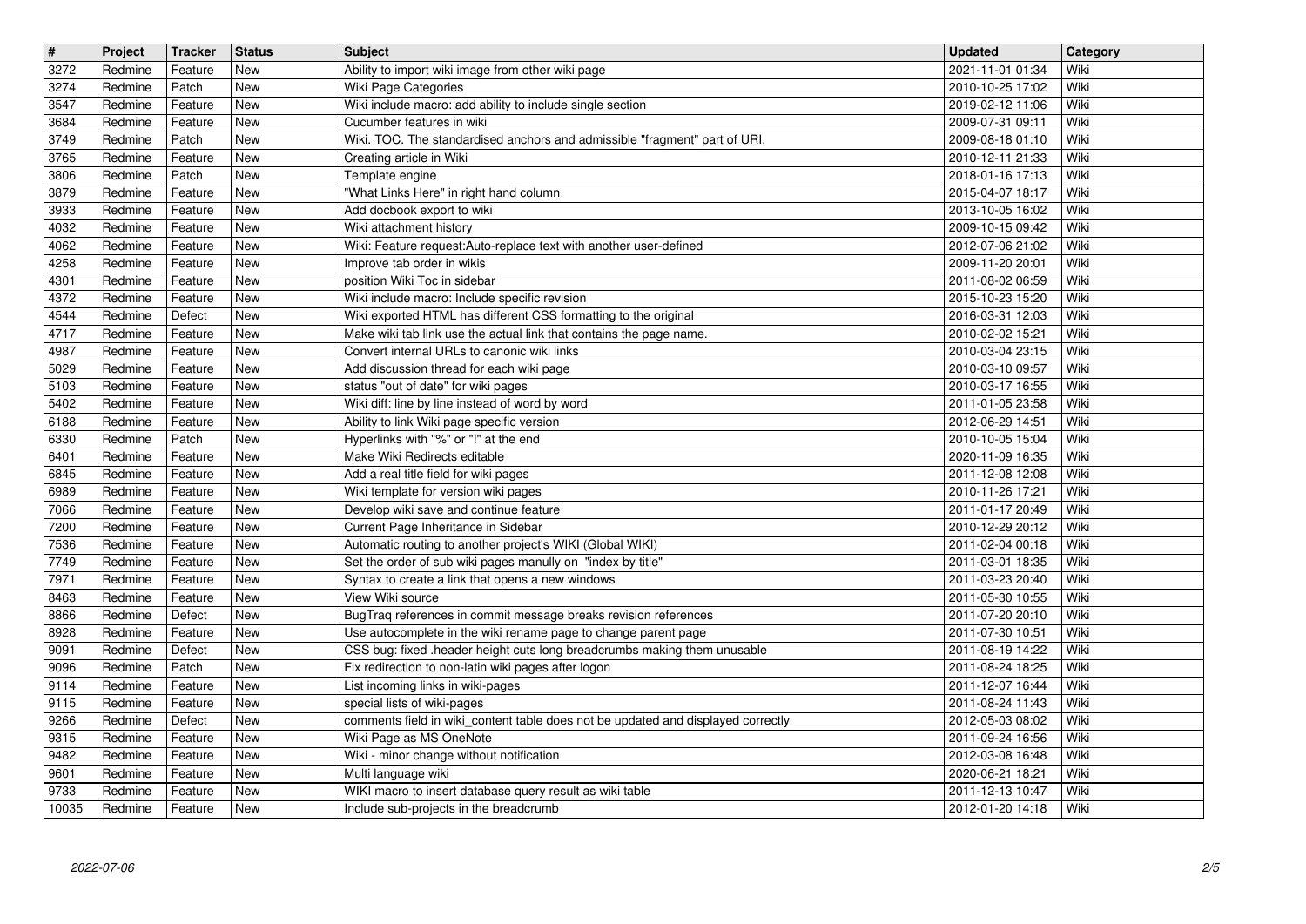| # | Project | Tracker | Status | Subject | Updated | Category |
| --- | --- | --- | --- | --- | --- | --- |
| 3272 | Redmine | Feature | New | Ability to import wiki image from other wiki page | 2021-11-01 01:34 | Wiki |
| 3274 | Redmine | Patch | New | Wiki Page Categories | 2010-10-25 17:02 | Wiki |
| 3547 | Redmine | Feature | New | Wiki include macro: add ability to include single section | 2019-02-12 11:06 | Wiki |
| 3684 | Redmine | Feature | New | Cucumber features in wiki | 2009-07-31 09:11 | Wiki |
| 3749 | Redmine | Patch | New | Wiki. TOC. The standardised anchors and admissible "fragment" part of URI. | 2009-08-18 01:10 | Wiki |
| 3765 | Redmine | Feature | New | Creating article in Wiki | 2010-12-11 21:33 | Wiki |
| 3806 | Redmine | Patch | New | Template engine | 2018-01-16 17:13 | Wiki |
| 3879 | Redmine | Feature | New | "What Links Here" in right hand column | 2015-04-07 18:17 | Wiki |
| 3933 | Redmine | Feature | New | Add docbook export to wiki | 2013-10-05 16:02 | Wiki |
| 4032 | Redmine | Feature | New | Wiki attachment history | 2009-10-15 09:42 | Wiki |
| 4062 | Redmine | Feature | New | Wiki: Feature request:Auto-replace text with another user-defined | 2012-07-06 21:02 | Wiki |
| 4258 | Redmine | Feature | New | Improve tab order in wikis | 2009-11-20 20:01 | Wiki |
| 4301 | Redmine | Feature | New | position Wiki Toc in sidebar | 2011-08-02 06:59 | Wiki |
| 4372 | Redmine | Feature | New | Wiki include macro: Include specific revision | 2015-10-23 15:20 | Wiki |
| 4544 | Redmine | Defect | New | Wiki exported HTML has different CSS formatting to the original | 2016-03-31 12:03 | Wiki |
| 4717 | Redmine | Feature | New | Make wiki tab link use the actual link that contains the page name. | 2010-02-02 15:21 | Wiki |
| 4987 | Redmine | Feature | New | Convert internal URLs to canonic wiki links | 2010-03-04 23:15 | Wiki |
| 5029 | Redmine | Feature | New | Add discussion thread for each wiki page | 2010-03-10 09:57 | Wiki |
| 5103 | Redmine | Feature | New | status "out of date" for wiki pages | 2010-03-17 16:55 | Wiki |
| 5402 | Redmine | Feature | New | Wiki diff: line by line instead of word by word | 2011-01-05 23:58 | Wiki |
| 6188 | Redmine | Feature | New | Ability to link Wiki page specific version | 2012-06-29 14:51 | Wiki |
| 6330 | Redmine | Patch | New | Hyperlinks with "%" or "!" at the end | 2010-10-05 15:04 | Wiki |
| 6401 | Redmine | Feature | New | Make Wiki Redirects editable | 2020-11-09 16:35 | Wiki |
| 6845 | Redmine | Feature | New | Add a real title field for wiki pages | 2011-12-08 12:08 | Wiki |
| 6989 | Redmine | Feature | New | Wiki template for version wiki pages | 2010-11-26 17:21 | Wiki |
| 7066 | Redmine | Feature | New | Develop wiki save and continue feature | 2011-01-17 20:49 | Wiki |
| 7200 | Redmine | Feature | New | Current Page Inheritance in Sidebar | 2010-12-29 20:12 | Wiki |
| 7536 | Redmine | Feature | New | Automatic routing to another project's WIKI (Global WIKI) | 2011-02-04 00:18 | Wiki |
| 7749 | Redmine | Feature | New | Set the order of sub wiki pages manully on "index by title" | 2011-03-01 18:35 | Wiki |
| 7971 | Redmine | Feature | New | Syntax to create a link that opens a new windows | 2011-03-23 20:40 | Wiki |
| 8463 | Redmine | Feature | New | View Wiki source | 2011-05-30 10:55 | Wiki |
| 8866 | Redmine | Defect | New | BugTraq references in commit message breaks revision references | 2011-07-20 20:10 | Wiki |
| 8928 | Redmine | Feature | New | Use autocomplete in the wiki rename page to change parent page | 2011-07-30 10:51 | Wiki |
| 9091 | Redmine | Defect | New | CSS bug: fixed .header height cuts long breadcrumbs making them unusable | 2011-08-19 14:22 | Wiki |
| 9096 | Redmine | Patch | New | Fix redirection to non-latin wiki pages after logon | 2011-08-24 18:25 | Wiki |
| 9114 | Redmine | Feature | New | List incoming links in wiki-pages | 2011-12-07 16:44 | Wiki |
| 9115 | Redmine | Feature | New | special lists of wiki-pages | 2011-08-24 11:43 | Wiki |
| 9266 | Redmine | Defect | New | comments field in wiki_content table does not be updated and displayed correctly | 2012-05-03 08:02 | Wiki |
| 9315 | Redmine | Feature | New | Wiki Page as MS OneNote | 2011-09-24 16:56 | Wiki |
| 9482 | Redmine | Feature | New | Wiki - minor change without notification | 2012-03-08 16:48 | Wiki |
| 9601 | Redmine | Feature | New | Multi language wiki | 2020-06-21 18:21 | Wiki |
| 9733 | Redmine | Feature | New | WIKI macro to insert database query result as wiki table | 2011-12-13 10:47 | Wiki |
| 10035 | Redmine | Feature | New | Include sub-projects in the breadcrumb | 2012-01-20 14:18 | Wiki |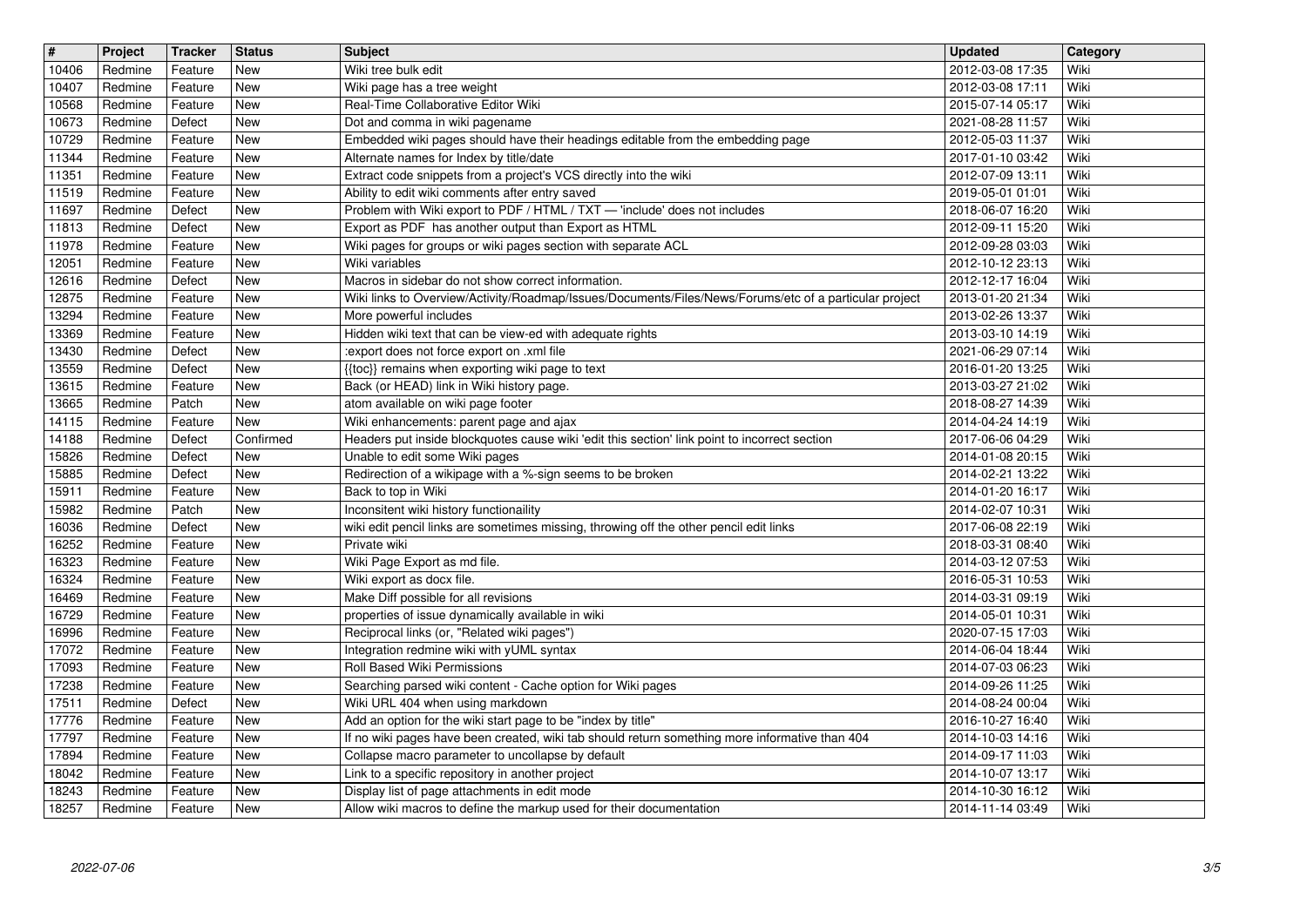| # | Project | Tracker | Status | Subject | Updated | Category |
|---|---|---|---|---|---|---|
| 10406 | Redmine | Feature | New | Wiki tree bulk edit | 2012-03-08 17:35 | Wiki |
| 10407 | Redmine | Feature | New | Wiki page has a tree weight | 2012-03-08 17:11 | Wiki |
| 10568 | Redmine | Feature | New | Real-Time Collaborative Editor Wiki | 2015-07-14 05:17 | Wiki |
| 10673 | Redmine | Defect | New | Dot and comma in wiki pagename | 2021-08-28 11:57 | Wiki |
| 10729 | Redmine | Feature | New | Embedded wiki pages should have their headings editable from the embedding page | 2012-05-03 11:37 | Wiki |
| 11344 | Redmine | Feature | New | Alternate names for Index by title/date | 2017-01-10 03:42 | Wiki |
| 11351 | Redmine | Feature | New | Extract code snippets from a project's VCS directly into the wiki | 2012-07-09 13:11 | Wiki |
| 11519 | Redmine | Feature | New | Ability to edit wiki comments after entry saved | 2019-05-01 01:01 | Wiki |
| 11697 | Redmine | Defect | New | Problem with Wiki export to PDF / HTML / TXT — 'include' does not includes | 2018-06-07 16:20 | Wiki |
| 11813 | Redmine | Defect | New | Export as PDF has another output than Export as HTML | 2012-09-11 15:20 | Wiki |
| 11978 | Redmine | Feature | New | Wiki pages for groups or wiki pages section with separate ACL | 2012-09-28 03:03 | Wiki |
| 12051 | Redmine | Feature | New | Wiki variables | 2012-10-12 23:13 | Wiki |
| 12616 | Redmine | Defect | New | Macros in sidebar do not show correct information. | 2012-12-17 16:04 | Wiki |
| 12875 | Redmine | Feature | New | Wiki links to Overview/Activity/Roadmap/Issues/Documents/Files/News/Forums/etc of a particular project | 2013-01-20 21:34 | Wiki |
| 13294 | Redmine | Feature | New | More powerful includes | 2013-02-26 13:37 | Wiki |
| 13369 | Redmine | Feature | New | Hidden wiki text that can be view-ed with adequate rights | 2013-03-10 14:19 | Wiki |
| 13430 | Redmine | Defect | New | :export does not force export on .xml file | 2021-06-29 07:14 | Wiki |
| 13559 | Redmine | Defect | New | {{toc}} remains when exporting wiki page to text | 2016-01-20 13:25 | Wiki |
| 13615 | Redmine | Feature | New | Back (or HEAD) link in Wiki history page. | 2013-03-27 21:02 | Wiki |
| 13665 | Redmine | Patch | New | atom available on wiki page footer | 2018-08-27 14:39 | Wiki |
| 14115 | Redmine | Feature | New | Wiki enhancements: parent page and ajax | 2014-04-24 14:19 | Wiki |
| 14188 | Redmine | Defect | Confirmed | Headers put inside blockquotes cause wiki 'edit this section' link point to incorrect section | 2017-06-06 04:29 | Wiki |
| 15826 | Redmine | Defect | New | Unable to edit some Wiki pages | 2014-01-08 20:15 | Wiki |
| 15885 | Redmine | Defect | New | Redirection of a wikipage with a %-sign seems to be broken | 2014-02-21 13:22 | Wiki |
| 15911 | Redmine | Feature | New | Back to top in Wiki | 2014-01-20 16:17 | Wiki |
| 15982 | Redmine | Patch | New | Inconsitent wiki history functionaility | 2014-02-07 10:31 | Wiki |
| 16036 | Redmine | Defect | New | wiki edit pencil links are sometimes missing, throwing off the other pencil edit links | 2017-06-08 22:19 | Wiki |
| 16252 | Redmine | Feature | New | Private wiki | 2018-03-31 08:40 | Wiki |
| 16323 | Redmine | Feature | New | Wiki Page Export as md file. | 2014-03-12 07:53 | Wiki |
| 16324 | Redmine | Feature | New | Wiki export as docx file. | 2016-05-31 10:53 | Wiki |
| 16469 | Redmine | Feature | New | Make Diff possible for all revisions | 2014-03-31 09:19 | Wiki |
| 16729 | Redmine | Feature | New | properties of issue dynamically available in wiki | 2014-05-01 10:31 | Wiki |
| 16996 | Redmine | Feature | New | Reciprocal links (or, "Related wiki pages") | 2020-07-15 17:03 | Wiki |
| 17072 | Redmine | Feature | New | Integration redmine wiki with yUML syntax | 2014-06-04 18:44 | Wiki |
| 17093 | Redmine | Feature | New | Roll Based Wiki Permissions | 2014-07-03 06:23 | Wiki |
| 17238 | Redmine | Feature | New | Searching parsed wiki content - Cache option for Wiki pages | 2014-09-26 11:25 | Wiki |
| 17511 | Redmine | Defect | New | Wiki URL 404 when using markdown | 2014-08-24 00:04 | Wiki |
| 17776 | Redmine | Feature | New | Add an option for the wiki start page to be "index by title" | 2016-10-27 16:40 | Wiki |
| 17797 | Redmine | Feature | New | If no wiki pages have been created, wiki tab should return something more informative than 404 | 2014-10-03 14:16 | Wiki |
| 17894 | Redmine | Feature | New | Collapse macro parameter to uncollapse by default | 2014-09-17 11:03 | Wiki |
| 18042 | Redmine | Feature | New | Link to a specific repository in another project | 2014-10-07 13:17 | Wiki |
| 18243 | Redmine | Feature | New | Display list of page attachments in edit mode | 2014-10-30 16:12 | Wiki |
| 18257 | Redmine | Feature | New | Allow wiki macros to define the markup used for their documentation | 2014-11-14 03:49 | Wiki |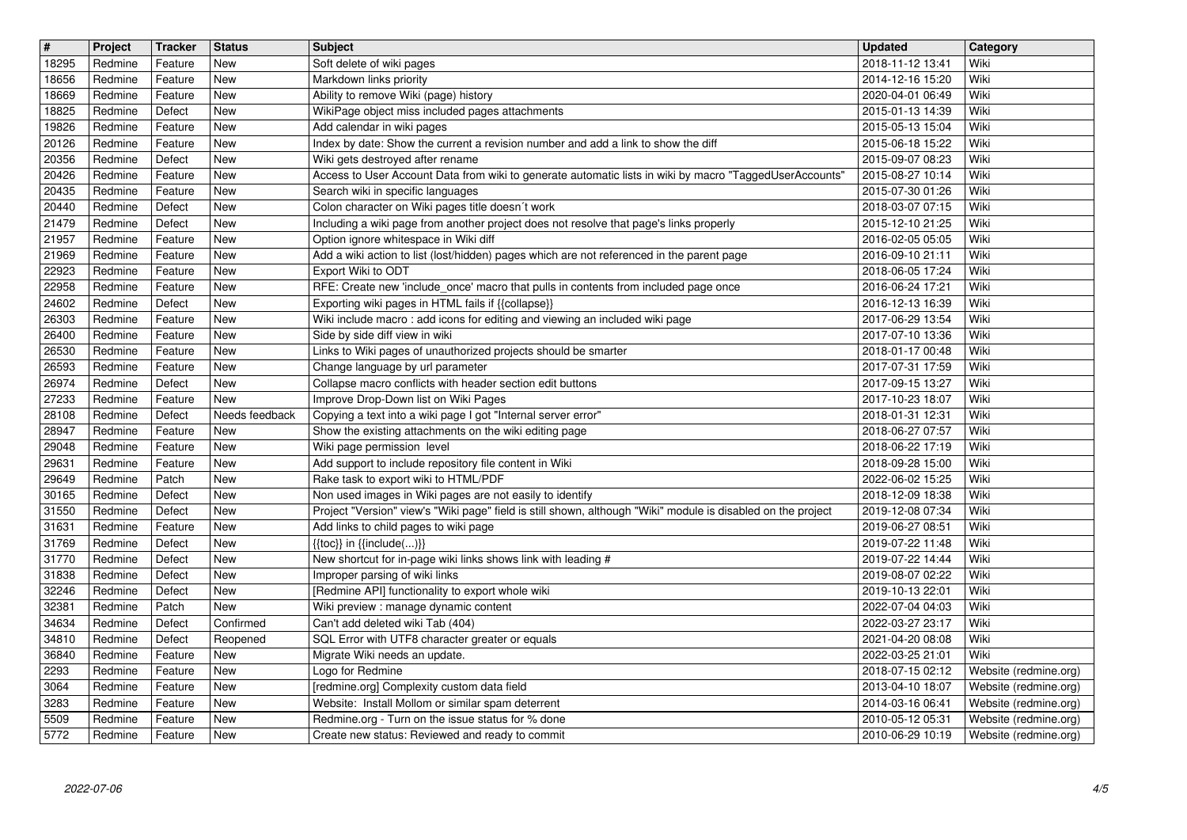| # | Project | Tracker | Status | Subject | Updated | Category |
| --- | --- | --- | --- | --- | --- | --- |
| 18295 | Redmine | Feature | New | Soft delete of wiki pages | 2018-11-12 13:41 | Wiki |
| 18656 | Redmine | Feature | New | Markdown links priority | 2014-12-16 15:20 | Wiki |
| 18669 | Redmine | Feature | New | Ability to remove Wiki (page) history | 2020-04-01 06:49 | Wiki |
| 18825 | Redmine | Defect | New | WikiPage object miss included pages attachments | 2015-01-13 14:39 | Wiki |
| 19826 | Redmine | Feature | New | Add calendar in wiki pages | 2015-05-13 15:04 | Wiki |
| 20126 | Redmine | Feature | New | Index by date: Show the current a revision number and add a link to show the diff | 2015-06-18 15:22 | Wiki |
| 20356 | Redmine | Defect | New | Wiki gets destroyed after rename | 2015-09-07 08:23 | Wiki |
| 20426 | Redmine | Feature | New | Access to User Account Data from wiki to generate automatic lists in wiki by macro "TaggedUserAccounts" | 2015-08-27 10:14 | Wiki |
| 20435 | Redmine | Feature | New | Search wiki in specific languages | 2015-07-30 01:26 | Wiki |
| 20440 | Redmine | Defect | New | Colon character on Wiki pages title doesn´t work | 2018-03-07 07:15 | Wiki |
| 21479 | Redmine | Defect | New | Including a wiki page from another project does not resolve that page's links properly | 2015-12-10 21:25 | Wiki |
| 21957 | Redmine | Feature | New | Option ignore whitespace in Wiki diff | 2016-02-05 05:05 | Wiki |
| 21969 | Redmine | Feature | New | Add a wiki action to list (lost/hidden) pages which are not referenced in the parent page | 2016-09-10 21:11 | Wiki |
| 22923 | Redmine | Feature | New | Export Wiki to ODT | 2018-06-05 17:24 | Wiki |
| 22958 | Redmine | Feature | New | RFE: Create new 'include_once' macro that pulls in contents from included page once | 2016-06-24 17:21 | Wiki |
| 24602 | Redmine | Defect | New | Exporting wiki pages in HTML fails if {{collapse}} | 2016-12-13 16:39 | Wiki |
| 26303 | Redmine | Feature | New | Wiki include macro : add icons for editing and viewing an included wiki page | 2017-06-29 13:54 | Wiki |
| 26400 | Redmine | Feature | New | Side by side diff view in wiki | 2017-07-10 13:36 | Wiki |
| 26530 | Redmine | Feature | New | Links to Wiki pages of unauthorized projects should be smarter | 2018-01-17 00:48 | Wiki |
| 26593 | Redmine | Feature | New | Change language by url parameter | 2017-07-31 17:59 | Wiki |
| 26974 | Redmine | Defect | New | Collapse macro conflicts with header section edit buttons | 2017-09-15 13:27 | Wiki |
| 27233 | Redmine | Feature | New | Improve Drop-Down list on Wiki Pages | 2017-10-23 18:07 | Wiki |
| 28108 | Redmine | Defect | Needs feedback | Copying a text into a wiki page I got "Internal server error" | 2018-01-31 12:31 | Wiki |
| 28947 | Redmine | Feature | New | Show the existing attachments on the wiki editing page | 2018-06-27 07:57 | Wiki |
| 29048 | Redmine | Feature | New | Wiki page permission level | 2018-06-22 17:19 | Wiki |
| 29631 | Redmine | Feature | New | Add support to include repository file content in Wiki | 2018-09-28 15:00 | Wiki |
| 29649 | Redmine | Patch | New | Rake task to export wiki to HTML/PDF | 2022-06-02 15:25 | Wiki |
| 30165 | Redmine | Defect | New | Non used images in Wiki pages are not easily to identify | 2018-12-09 18:38 | Wiki |
| 31550 | Redmine | Defect | New | Project "Version" view's "Wiki page" field is still shown, although "Wiki" module is disabled on the project | 2019-12-08 07:34 | Wiki |
| 31631 | Redmine | Feature | New | Add links to child pages to wiki page | 2019-06-27 08:51 | Wiki |
| 31769 | Redmine | Defect | New | {{toc}} in {{include(...)}} | 2019-07-22 11:48 | Wiki |
| 31770 | Redmine | Defect | New | New shortcut for in-page wiki links shows link with leading # | 2019-07-22 14:44 | Wiki |
| 31838 | Redmine | Defect | New | Improper parsing of wiki links | 2019-08-07 02:22 | Wiki |
| 32246 | Redmine | Defect | New | [Redmine API] functionality to export whole wiki | 2019-10-13 22:01 | Wiki |
| 32381 | Redmine | Patch | New | Wiki preview : manage dynamic content | 2022-07-04 04:03 | Wiki |
| 34634 | Redmine | Defect | Confirmed | Can't add deleted wiki Tab (404) | 2022-03-27 23:17 | Wiki |
| 34810 | Redmine | Defect | Reopened | SQL Error with UTF8 character greater or equals | 2021-04-20 08:08 | Wiki |
| 36840 | Redmine | Feature | New | Migrate Wiki needs an update. | 2022-03-25 21:01 | Wiki |
| 2293 | Redmine | Feature | New | Logo for Redmine | 2018-07-15 02:12 | Website (redmine.org) |
| 3064 | Redmine | Feature | New | [redmine.org] Complexity custom data field | 2013-04-10 18:07 | Website (redmine.org) |
| 3283 | Redmine | Feature | New | Website: Install Mollom or similar spam deterrent | 2014-03-16 06:41 | Website (redmine.org) |
| 5509 | Redmine | Feature | New | Redmine.org - Turn on the issue status for % done | 2010-05-12 05:31 | Website (redmine.org) |
| 5772 | Redmine | Feature | New | Create new status: Reviewed and ready to commit | 2010-06-29 10:19 | Website (redmine.org) |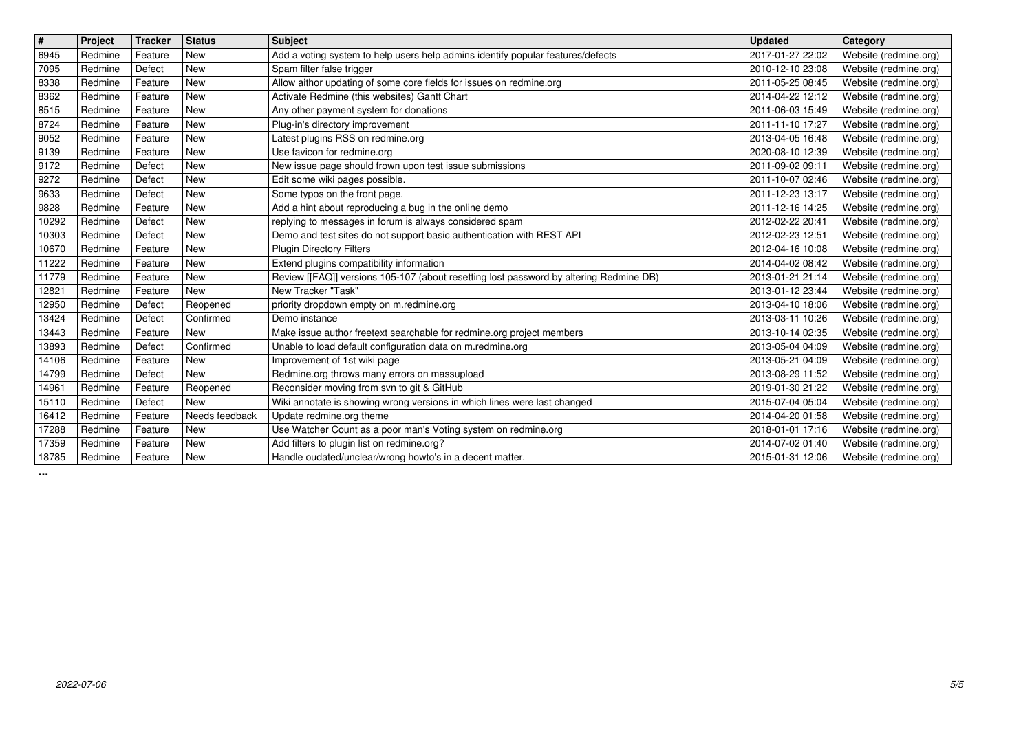| # | Project | Tracker | Status | Subject | Updated | Category |
|---|---|---|---|---|---|---|
| 6945 | Redmine | Feature | New | Add a voting system to help users help admins identify popular features/defects | 2017-01-27 22:02 | Website (redmine.org) |
| 7095 | Redmine | Defect | New | Spam filter false trigger | 2010-12-10 23:08 | Website (redmine.org) |
| 8338 | Redmine | Feature | New | Allow aithor updating of some core fields for issues on redmine.org | 2011-05-25 08:45 | Website (redmine.org) |
| 8362 | Redmine | Feature | New | Activate Redmine (this websites) Gantt Chart | 2014-04-22 12:12 | Website (redmine.org) |
| 8515 | Redmine | Feature | New | Any other payment system for donations | 2011-06-03 15:49 | Website (redmine.org) |
| 8724 | Redmine | Feature | New | Plug-in's directory improvement | 2011-11-10 17:27 | Website (redmine.org) |
| 9052 | Redmine | Feature | New | Latest plugins RSS on redmine.org | 2013-04-05 16:48 | Website (redmine.org) |
| 9139 | Redmine | Feature | New | Use favicon for redmine.org | 2020-08-10 12:39 | Website (redmine.org) |
| 9172 | Redmine | Defect | New | New issue page should frown upon test issue submissions | 2011-09-02 09:11 | Website (redmine.org) |
| 9272 | Redmine | Defect | New | Edit some wiki pages possible. | 2011-10-07 02:46 | Website (redmine.org) |
| 9633 | Redmine | Defect | New | Some typos on the front page. | 2011-12-23 13:17 | Website (redmine.org) |
| 9828 | Redmine | Feature | New | Add a hint about reproducing a bug in the online demo | 2011-12-16 14:25 | Website (redmine.org) |
| 10292 | Redmine | Defect | New | replying to messages in forum is always considered spam | 2012-02-22 20:41 | Website (redmine.org) |
| 10303 | Redmine | Defect | New | Demo and test sites do not support basic authentication with REST API | 2012-02-23 12:51 | Website (redmine.org) |
| 10670 | Redmine | Feature | New | Plugin Directory Filters | 2012-04-16 10:08 | Website (redmine.org) |
| 11222 | Redmine | Feature | New | Extend plugins compatibility information | 2014-04-02 08:42 | Website (redmine.org) |
| 11779 | Redmine | Feature | New | Review [[FAQ]] versions 105-107 (about resetting lost password by altering Redmine DB) | 2013-01-21 21:14 | Website (redmine.org) |
| 12821 | Redmine | Feature | New | New Tracker "Task" | 2013-01-12 23:44 | Website (redmine.org) |
| 12950 | Redmine | Defect | Reopened | priority dropdown empty on m.redmine.org | 2013-04-10 18:06 | Website (redmine.org) |
| 13424 | Redmine | Defect | Confirmed | Demo instance | 2013-03-11 10:26 | Website (redmine.org) |
| 13443 | Redmine | Feature | New | Make issue author freetext searchable for redmine.org project members | 2013-10-14 02:35 | Website (redmine.org) |
| 13893 | Redmine | Defect | Confirmed | Unable to load default configuration data on m.redmine.org | 2013-05-04 04:09 | Website (redmine.org) |
| 14106 | Redmine | Feature | New | Improvement of 1st wiki page | 2013-05-21 04:09 | Website (redmine.org) |
| 14799 | Redmine | Defect | New | Redmine.org throws many errors on massupload | 2013-08-29 11:52 | Website (redmine.org) |
| 14961 | Redmine | Feature | Reopened | Reconsider moving from svn to git & GitHub | 2019-01-30 21:22 | Website (redmine.org) |
| 15110 | Redmine | Defect | New | Wiki annotate is showing wrong versions in which lines were last changed | 2015-07-04 05:04 | Website (redmine.org) |
| 16412 | Redmine | Feature | Needs feedback | Update redmine.org theme | 2014-04-20 01:58 | Website (redmine.org) |
| 17288 | Redmine | Feature | New | Use Watcher Count as a poor man's Voting system on redmine.org | 2018-01-01 17:16 | Website (redmine.org) |
| 17359 | Redmine | Feature | New | Add filters to plugin list on redmine.org? | 2014-07-02 01:40 | Website (redmine.org) |
| 18785 | Redmine | Feature | New | Handle oudated/unclear/wrong howto's in a decent matter. | 2015-01-31 12:06 | Website (redmine.org) |

...